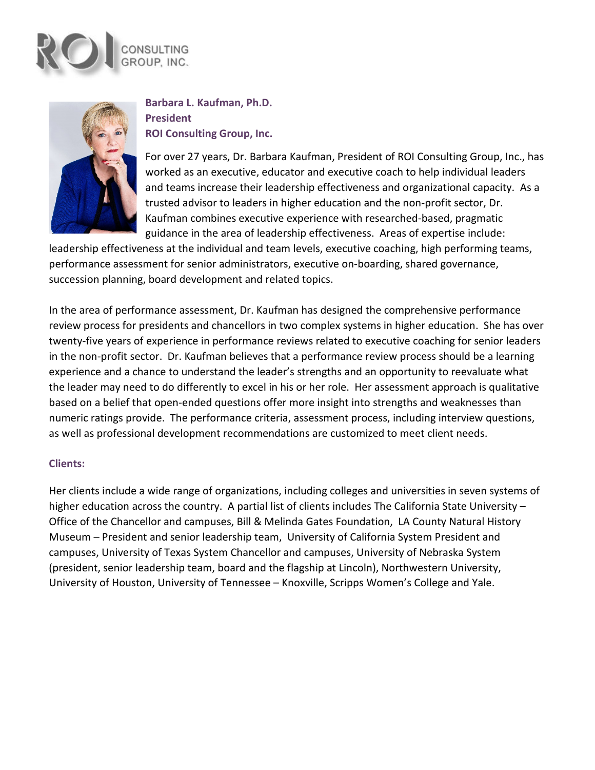ROI CONSULTING GROUP, INC.

**Barbara L. Kaufman, Ph.D.**
**President**
**ROI Consulting Group, Inc.**

For over 27 years, Dr. Barbara Kaufman, President of ROI Consulting Group, Inc., has worked as an executive, educator and executive coach to help individual leaders and teams increase their leadership effectiveness and organizational capacity. As a trusted advisor to leaders in higher education and the non-profit sector, Dr. Kaufman combines executive experience with researched-based, pragmatic guidance in the area of leadership effectiveness. Areas of expertise include: leadership effectiveness at the individual and team levels, executive coaching, high performing teams, performance assessment for senior administrators, executive on-boarding, shared governance, succession planning, board development and related topics.

In the area of performance assessment, Dr. Kaufman has designed the comprehensive performance review process for presidents and chancellors in two complex systems in higher education. She has over twenty-five years of experience in performance reviews related to executive coaching for senior leaders in the non-profit sector. Dr. Kaufman believes that a performance review process should be a learning experience and a chance to understand the leader's strengths and an opportunity to reevaluate what the leader may need to do differently to excel in his or her role. Her assessment approach is qualitative based on a belief that open-ended questions offer more insight into strengths and weaknesses than numeric ratings provide. The performance criteria, assessment process, including interview questions, as well as professional development recommendations are customized to meet client needs.

**Clients:**

Her clients include a wide range of organizations, including colleges and universities in seven systems of higher education across the country. A partial list of clients includes The California State University – Office of the Chancellor and campuses, Bill & Melinda Gates Foundation, LA County Natural History Museum – President and senior leadership team, University of California System President and campuses, University of Texas System Chancellor and campuses, University of Nebraska System (president, senior leadership team, board and the flagship at Lincoln), Northwestern University, University of Houston, University of Tennessee – Knoxville, Scripps Women's College and Yale.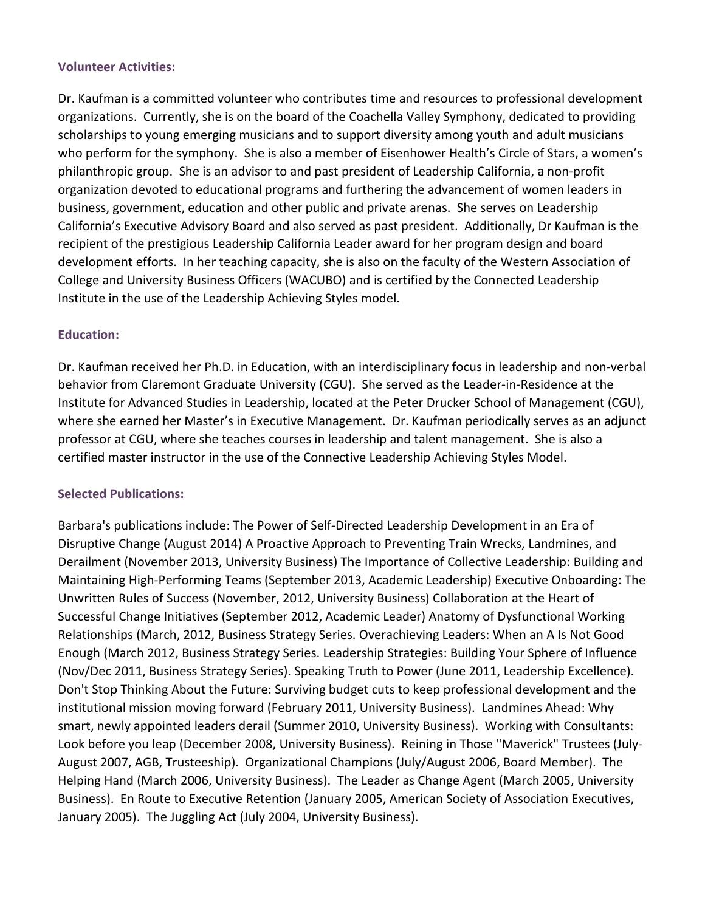### Volunteer Activities:

Dr. Kaufman is a committed volunteer who contributes time and resources to professional development organizations. Currently, she is on the board of the Coachella Valley Symphony, dedicated to providing scholarships to young emerging musicians and to support diversity among youth and adult musicians who perform for the symphony. She is also a member of Eisenhower Health's Circle of Stars, a women's philanthropic group. She is an advisor to and past president of Leadership California, a non-profit organization devoted to educational programs and furthering the advancement of women leaders in business, government, education and other public and private arenas. She serves on Leadership California's Executive Advisory Board and also served as past president. Additionally, Dr Kaufman is the recipient of the prestigious Leadership California Leader award for her program design and board development efforts. In her teaching capacity, she is also on the faculty of the Western Association of College and University Business Officers (WACUBO) and is certified by the Connected Leadership Institute in the use of the Leadership Achieving Styles model.

### Education:

Dr. Kaufman received her Ph.D. in Education, with an interdisciplinary focus in leadership and non-verbal behavior from Claremont Graduate University (CGU). She served as the Leader-in-Residence at the Institute for Advanced Studies in Leadership, located at the Peter Drucker School of Management (CGU), where she earned her Master's in Executive Management. Dr. Kaufman periodically serves as an adjunct professor at CGU, where she teaches courses in leadership and talent management. She is also a certified master instructor in the use of the Connective Leadership Achieving Styles Model.

### Selected Publications:

Barbara's publications include: The Power of Self-Directed Leadership Development in an Era of Disruptive Change (August 2014) A Proactive Approach to Preventing Train Wrecks, Landmines, and Derailment (November 2013, University Business) The Importance of Collective Leadership: Building and Maintaining High-Performing Teams (September 2013, Academic Leadership) Executive Onboarding: The Unwritten Rules of Success (November, 2012, University Business) Collaboration at the Heart of Successful Change Initiatives (September 2012, Academic Leader) Anatomy of Dysfunctional Working Relationships (March, 2012, Business Strategy Series. Overachieving Leaders: When an A Is Not Good Enough (March 2012, Business Strategy Series. Leadership Strategies: Building Your Sphere of Influence (Nov/Dec 2011, Business Strategy Series). Speaking Truth to Power (June 2011, Leadership Excellence). Don't Stop Thinking About the Future: Surviving budget cuts to keep professional development and the institutional mission moving forward (February 2011, University Business). Landmines Ahead: Why smart, newly appointed leaders derail (Summer 2010, University Business). Working with Consultants: Look before you leap (December 2008, University Business). Reining in Those "Maverick" Trustees (July-August 2007, AGB, Trusteeship). Organizational Champions (July/August 2006, Board Member). The Helping Hand (March 2006, University Business). The Leader as Change Agent (March 2005, University Business). En Route to Executive Retention (January 2005, American Society of Association Executives, January 2005). The Juggling Act (July 2004, University Business).